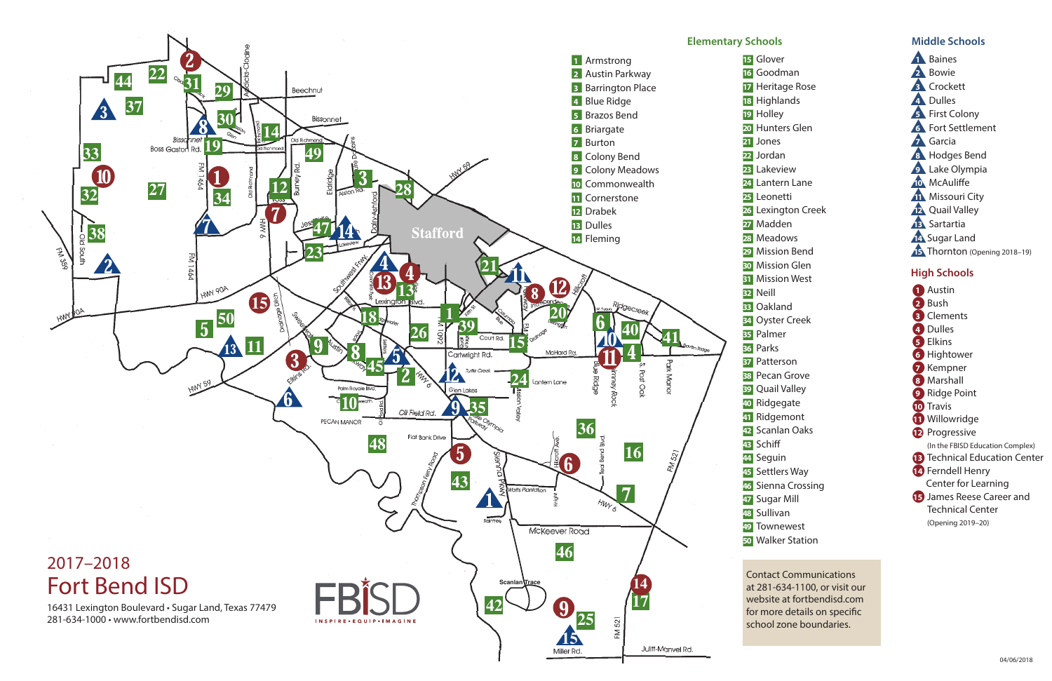# 2017–2018 Fort Bend ISD

16431 Lexington Boulevard • Sugar Land, Texas 77479
281-634-1000 • www.fortbendisd.com

FBISD
INSPIRE • EQUIP • IMAGINE

## Elementary Schools

1. Armstrong
2. Austin Parkway
3. Barrington Place
4. Blue Ridge
5. Brazos Bend
6. Briargate
7. Burton
8. Colony Bend
9. Colony Meadows
10. Commonwealth
11. Cornerstone
12. Drabek
13. Dulles
14. Fleming
15. Glover
16. Goodman
17. Heritage Rose
18. Highlands
19. Holley
20. Hunters Glen
21. Jones
22. Jordan
23. Lakeview
24. Lantern Lane
25. Leonetti
26. Lexington Creek
27. Madden
28. Meadows
29. Mission Bend
30. Mission Glen
31. Mission West
32. Neill
33. Oakland
34. Oyster Creek
35. Palmer
36. Parks
37. Patterson
38. Pecan Grove
39. Quail Valley
40. Ridgegate
41. Ridgemont
42. Scanlan Oaks
43. Schiff
44. Seguin
45. Settlers Way
46. Sienna Crossing
47. Sugar Mill
48. Sullivan
49. Townewest
50. Walker Station

## Middle Schools

1. Baines
2. Bowie
3. Crockett
4. Dulles
5. First Colony
6. Fort Settlement
7. Garcia
8. Hodges Bend
9. Lake Olympia
10. McAuliffe
11. Missouri City
12. Quail Valley
13. Sartartia
14. Sugar Land
15. Thornton (Opening 2018–19)

## High Schools

1. Austin
2. Bush
3. Clements
4. Dulles
5. Elkins
6. Hightower
7. Kempner
8. Marshall
9. Ridge Point
10. Travis
11. Willowridge
12. Progressive (In the FBISD Education Complex)
13. Technical Education Center
14. Ferndell Henry Center for Learning
15. James Reese Career and Technical Center (Opening 2019–20)

Contact Communications at 281-634-1100, or visit our website at fortbendisd.com for more details on specific school zone boundaries.

04/06/2018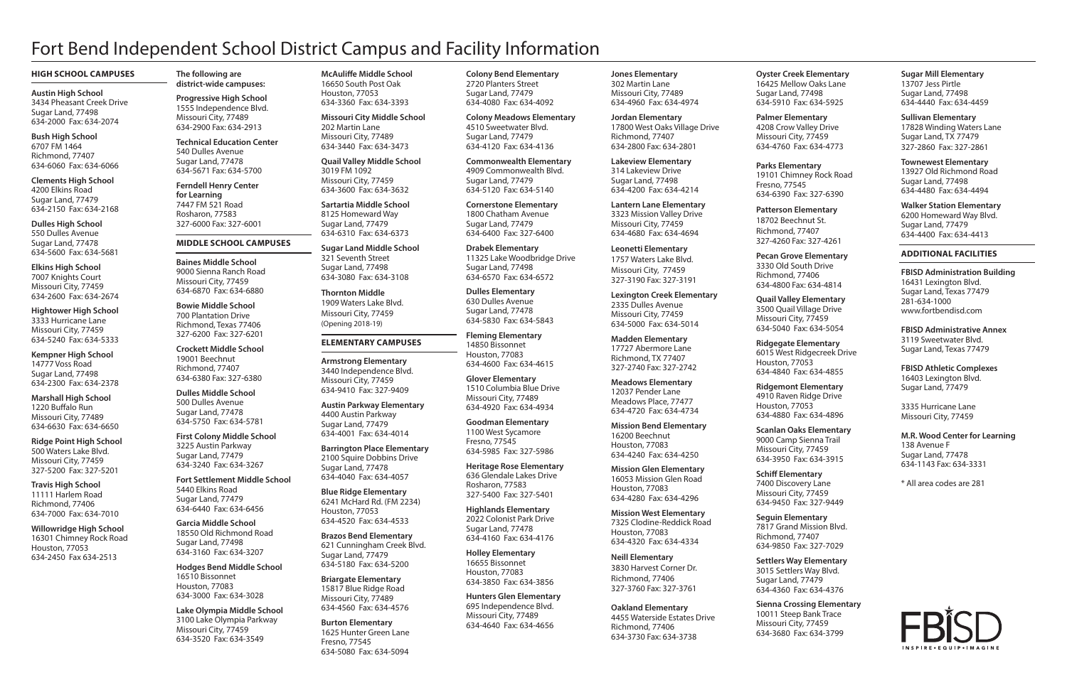# Fort Bend Independent School District Campus and Facility Information

## HIGH SCHOOL CAMPUSES

**Austin High School**
3434 Pheasant Creek Drive
Sugar Land, 77498
634-2000 Fax: 634-2074

**Bush High School**
6707 FM 1464
Richmond, 77407
634-6060 Fax: 634-6066

**Clements High School**
4200 Elkins Road
Sugar Land, 77479
634-2150 Fax: 634-2168

**Dulles High School**
550 Dulles Avenue
Sugar Land, 77478
634-5600 Fax: 634-5681

**Elkins High School**
7007 Knights Court
Missouri City, 77459
634-2600 Fax: 634-2674

**Hightower High School**
3333 Hurricane Lane
Missouri City, 77459
634-5240 Fax: 634-5333

**Kempner High School**
14777 Voss Road
Sugar Land, 77498
634-2300 Fax: 634-2378

**Marshall High School**
1220 Buffalo Run
Missouri City, 77489
634-6630 Fax: 634-6650

**Ridge Point High School**
500 Waters Lake Blvd.
Missouri City, 77459
327-5200 Fax: 327-5201

**Travis High School**
11111 Harlem Road
Richmond, 77406
634-7000 Fax: 634-7010

**Willowridge High School**
16301 Chimney Rock Road
Houston, 77053
634-2450 Fax 634-2513

**The following are district-wide campuses:**

**Progressive High School**
1555 Independence Blvd.
Missouri City, 77489
634-2900 Fax: 634-2913

**Technical Education Center**
540 Dulles Avenue
Sugar Land, 77478
634-5671 Fax: 634-5700

**Ferndell Henry Center for Learning**
7447 FM 521 Road
Rosharon, 77583
327-6000 Fax: 327-6001

## MIDDLE SCHOOL CAMPUSES

**Baines Middle School**
9000 Sienna Ranch Road
Missouri City, 77459
634-6870 Fax: 634-6880

**Bowie Middle School**
700 Plantation Drive
Richmond, Texas 77406
327-6200 Fax: 327-6201

**Crockett Middle School**
19001 Beechnut
Richmond, 77407
634-6380 Fax: 327-6380

**Dulles Middle School**
500 Dulles Avenue
Sugar Land, 77478
634-5750 Fax: 634-5781

**First Colony Middle School**
3225 Austin Parkway
Sugar Land, 77479
634-3240 Fax: 634-3267

**Fort Settlement Middle School**
5440 Elkins Road
Sugar Land, 77479
634-6440 Fax: 634-6456

**Garcia Middle School**
18550 Old Richmond Road
Sugar Land, 77498
634-3160 Fax: 634-3207

**Hodges Bend Middle School**
16510 Bissonnet
Houston, 77083
634-3000 Fax: 634-3028

**Lake Olympia Middle School**
3100 Lake Olympia Parkway
Missouri City, 77459
634-3520 Fax: 634-3549

**McAuliffe Middle School**
16650 South Post Oak
Houston, 77053
634-3360 Fax: 634-3393

**Missouri City Middle School**
202 Martin Lane
Missouri City, 77489
634-3440 Fax: 634-3473

**Quail Valley Middle School**
3019 FM 1092
Missouri City, 77459
634-3600 Fax: 634-3632

**Sartartia Middle School**
8125 Homeward Way
Sugar Land, 77479
634-6310 Fax: 634-6373

**Sugar Land Middle School**
321 Seventh Street
Sugar Land, 77498
634-3080 Fax: 634-3108

**Thornton Middle**
1909 Waters Lake Blvd.
Missouri City, 77459
(Opening 2018-19)

## ELEMENTARY CAMPUSES

**Armstrong Elementary**
3440 Independence Blvd.
Missouri City, 77459
634-9410 Fax: 327-9409

**Austin Parkway Elementary**
4400 Austin Parkway
Sugar Land, 77479
634-4001 Fax: 634-4014

**Barrington Place Elementary**
2100 Squire Dobbins Drive
Sugar Land, 77478
634-4040 Fax: 634-4057

**Blue Ridge Elementary**
6241 McHard Rd. (FM 2234)
Houston, 77053
634-4520 Fax: 634-4533

**Brazos Bend Elementary**
621 Cunningham Creek Blvd.
Sugar Land, 77479
634-5180 Fax: 634-5200

**Briargate Elementary**
15817 Blue Ridge Road
Missouri City, 77489
634-4560 Fax: 634-4576

**Burton Elementary**
1625 Hunter Green Lane
Fresno, 77545
634-5080 Fax: 634-5094

**Colony Bend Elementary**
2720 Planters Street
Sugar Land, 77479
634-4080 Fax: 634-4092

**Colony Meadows Elementary**
4510 Sweetwater Blvd.
Sugar Land, 77479
634-4120 Fax: 634-4136

**Commonwealth Elementary**
4909 Commonwealth Blvd.
Sugar Land, 77479
634-5120 Fax: 634-5140

**Cornerstone Elementary**
1800 Chatham Avenue
Sugar Land, 77479
634-6400 Fax: 327-6400

**Drabek Elementary**
11325 Lake Woodbridge Drive
Sugar Land, 77498
634-6570 Fax: 634-6572

**Dulles Elementary**
630 Dulles Avenue
Sugar Land, 77478
634-5830 Fax: 634-5843

**Fleming Elementary**
14850 Bissonnet
Houston, 77083
634-4600 Fax: 634-4615

**Glover Elementary**
1510 Columbia Blue Drive
Missouri City, 77489
634-4920 Fax: 634-4934

**Goodman Elementary**
1100 West Sycamore
Fresno, 77545
634-5985 Fax: 327-5986

**Heritage Rose Elementary**
636 Glendale Lakes Drive
Rosharon, 77583
327-5400 Fax: 327-5401

**Highlands Elementary**
2022 Colonist Park Drive
Sugar Land, 77478
634-4160 Fax: 634-4176

**Holley Elementary**
16655 Bissonnet
Houston, 77083
634-3850 Fax: 634-3856

**Hunters Glen Elementary**
695 Independence Blvd.
Missouri City, 77489
634-4640 Fax: 634-4656

**Jones Elementary**
302 Martin Lane
Missouri City, 77489
634-4960 Fax: 634-4974

**Jordan Elementary**
17800 West Oaks Village Drive
Richmond, 77407
634-2800 Fax: 634-2801

**Lakeview Elementary**
314 Lakeview Drive
Sugar Land, 77498
634-4200 Fax: 634-4214

**Lantern Lane Elementary**
3323 Mission Valley Drive
Missouri City, 77459
634-4680 Fax: 634-4694

**Leonetti Elementary**
1757 Waters Lake Blvd.
Missouri City, 77459
327-3190 Fax: 327-3191

**Lexington Creek Elementary**
2335 Dulles Avenue
Missouri City, 77459
634-5000 Fax: 634-5014

**Madden Elementary**
17727 Abermore Lane
Richmond, TX 77407
327-2740 Fax: 327-2742

**Meadows Elementary**
12037 Pender Lane
Meadows Place, 77477
634-4720 Fax: 634-4734

**Mission Bend Elementary**
16200 Beechnut
Houston, 77083
634-4240 Fax: 634-4250

**Mission Glen Elementary**
16053 Mission Glen Road
Houston, 77083
634-4280 Fax: 634-4296

**Mission West Elementary**
7325 Clodine-Reddick Road
Houston, 77083
634-4320 Fax: 634-4334

**Neill Elementary**
3830 Harvest Corner Dr.
Richmond, 77406
327-3760 Fax: 327-3761

**Oakland Elementary**
4455 Waterside Estates Drive
Richmond, 77406
634-3730 Fax: 634-3738

**Oyster Creek Elementary**
16425 Mellow Oaks Lane
Sugar Land, 77498
634-5910 Fax: 634-5925

**Palmer Elementary**
4208 Crow Valley Drive
Missouri City, 77459
634-4760 Fax: 634-4773

**Parks Elementary**
19101 Chimney Rock Road
Fresno, 77545
634-6390 Fax: 327-6390

**Patterson Elementary**
18702 Beechnut St.
Richmond, 77407
327-4260 Fax: 327-4261

**Pecan Grove Elementary**
3330 Old South Drive
Richmond, 77406
634-4800 Fax: 634-4814

**Quail Valley Elementary**
3500 Quail Village Drive
Missouri City, 77459
634-5040 Fax: 634-5054

**Ridgegate Elementary**
6015 West Ridgecreek Drive
Houston, 77053
634-4840 Fax: 634-4855

**Ridgemont Elementary**
4910 Raven Ridge Drive
Houston, 77053
634-4880 Fax: 634-4896

**Scanlan Oaks Elementary**
9000 Camp Sienna Trail
Missouri City, 77459
634-3950 Fax: 634-3915

**Schiff Elementary**
7400 Discovery Lane
Missouri City, 77459
634-9450 Fax: 327-9449

**Seguin Elementary**
7817 Grand Mission Blvd.
Richmond, 77407
634-9850 Fax: 327-7029

**Settlers Way Elementary**
3015 Settlers Way Blvd.
Sugar Land, 77479
634-4360 Fax: 634-4376

**Sienna Crossing Elementary**
10011 Steep Bank Trace
Missouri City, 77459
634-3680 Fax: 634-3799

**Sugar Mill Elementary**
13707 Jess Pirtle
Sugar Land, 77498
634-4440 Fax: 634-4459

**Sullivan Elementary**
17828 Winding Waters Lane
Sugar Land, TX 77479
327-2860 Fax: 327-2861

**Townewest Elementary**
13927 Old Richmond Road
Sugar Land, 77498
634-4480 Fax: 634-4494

**Walker Station Elementary**
6200 Homeward Way Blvd.
Sugar Land, 77479
634-4400 Fax: 634-4413

## ADDITIONAL FACILITIES

**FBISD Administration Building**
16431 Lexington Blvd.
Sugar Land, Texas 77479
281-634-1000
www.fortbendisd.com

**FBISD Administrative Annex**
3119 Sweetwater Blvd.
Sugar Land, Texas 77479

**FBISD Athletic Complexes**
16403 Lexington Blvd.
Sugar Land, 77479

3335 Hurricane Lane
Missouri City, 77459

**M.R. Wood Center for Learning**
138 Avenue F
Sugar Land, 77478
634-1143 Fax: 634-3331

* All area codes are 281

FBISD
INSPIRE • EQUIP • IMAGINE